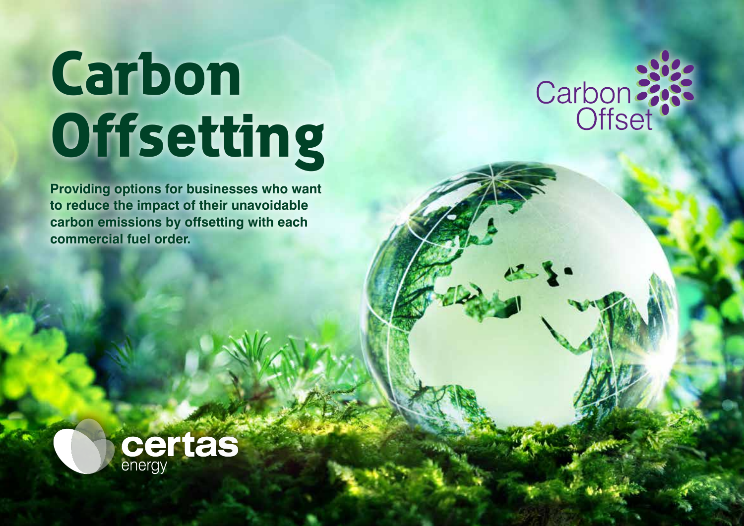# Carbon Offsetting

Carbon Offset

**Providing options for businesses who want to reduce the impact of their unavoidable carbon emissions by offsetting with each commercial fuel order.**

certas energy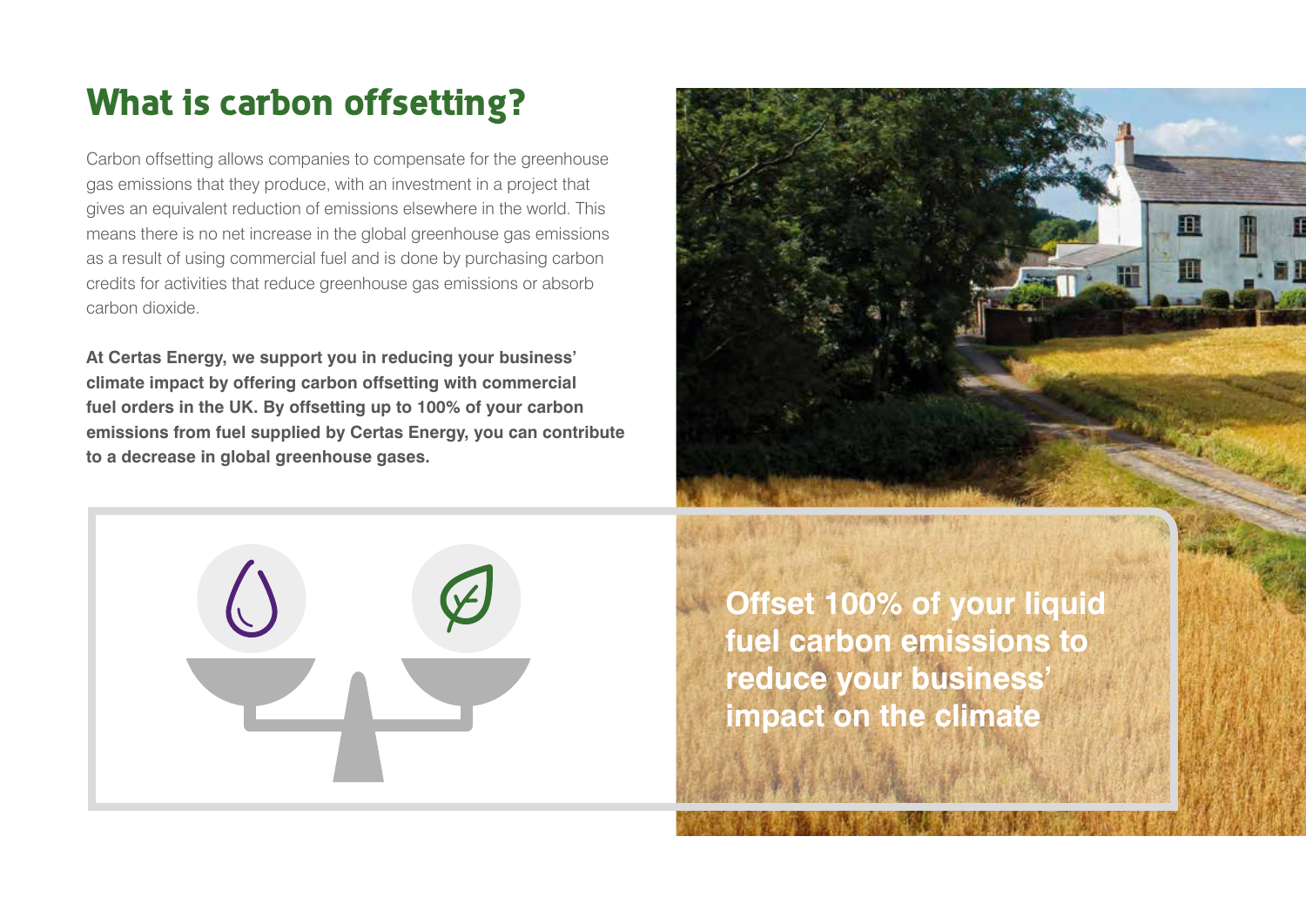# What is carbon offsetting?

Carbon offsetting allows companies to compensate for the greenhouse gas emissions that they produce, with an investment in a project that gives an equivalent reduction of emissions elsewhere in the world. This means there is no net increase in the global greenhouse gas emissions as a result of using commercial fuel and is done by purchasing carbon credits for activities that reduce greenhouse gas emissions or absorb carbon dioxide.

**At Certas Energy, we support you in reducing your business' climate impact by offering carbon offsetting with commercial fuel orders in the UK. By offsetting up to 100% of your carbon emissions from fuel supplied by Certas Energy, you can contribute to a decrease in global greenhouse gases.**

**Offset 100% of your liquid fuel carbon emissions to reduce your business' impact on the climate**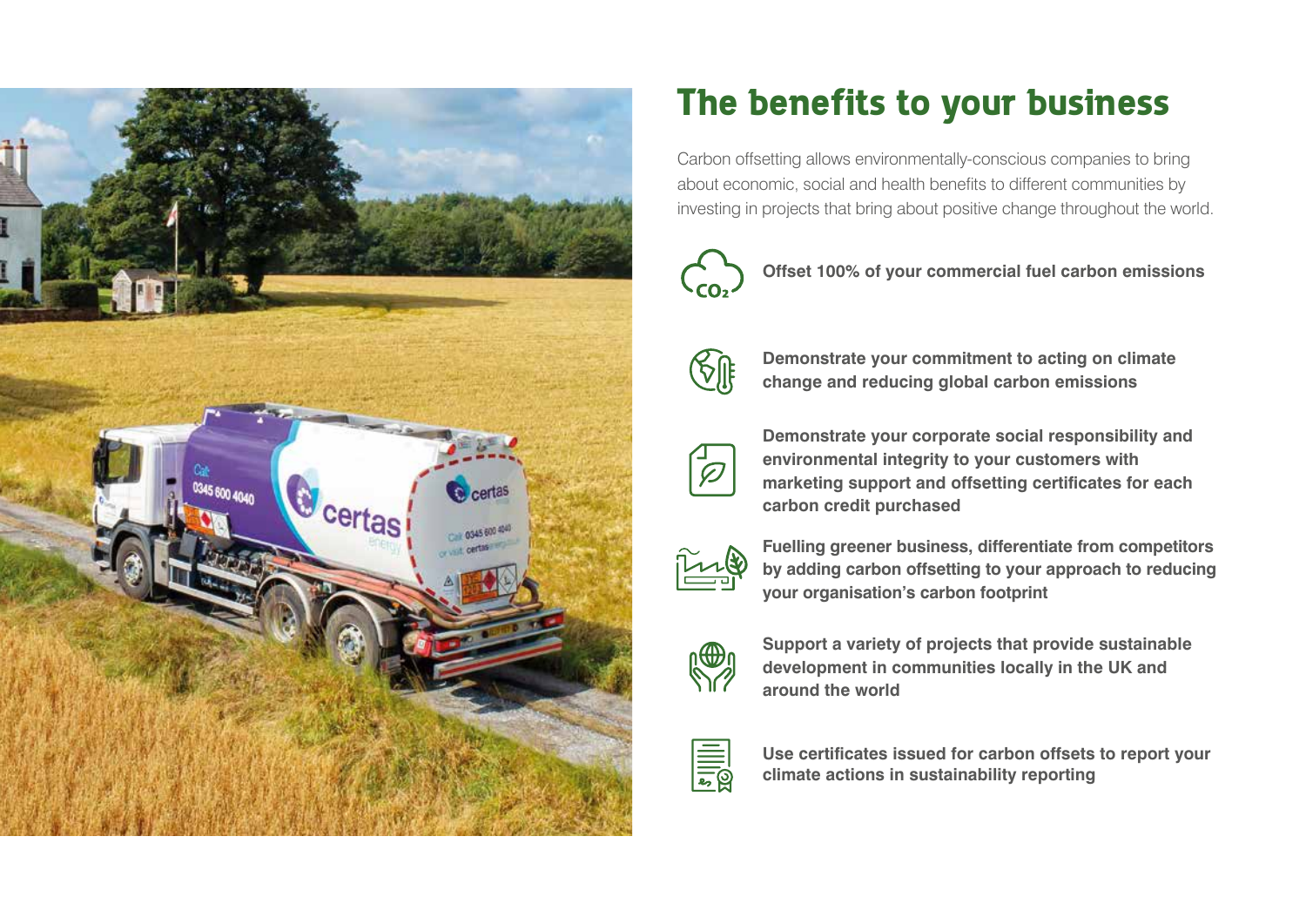# The benefits to your business

Carbon offsetting allows environmentally-conscious companies to bring about economic, social and health benefits to different communities by investing in projects that bring about positive change throughout the world.

- **Offset 100% of your commercial fuel carbon emissions**
- **Demonstrate your commitment to acting on climate change and reducing global carbon emissions**
- **Demonstrate your corporate social responsibility and environmental integrity to your customers with marketing support and offsetting certificates for each carbon credit purchased**
- **Fuelling greener business, differentiate from competitors by adding carbon offsetting to your approach to reducing your organisation's carbon footprint**
- **Support a variety of projects that provide sustainable development in communities locally in the UK and around the world**
- **Use certificates issued for carbon offsets to report your climate actions in sustainability reporting**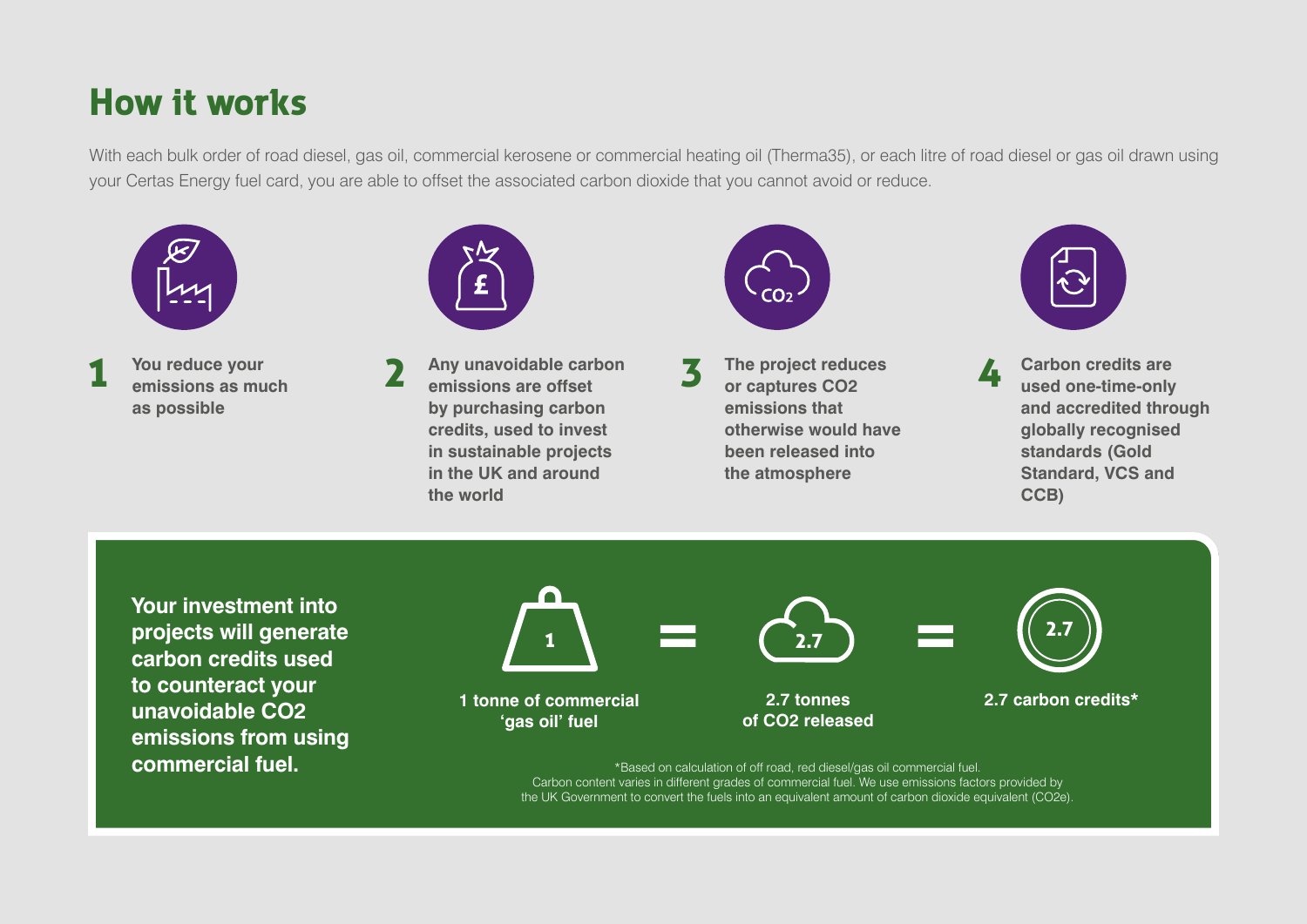# How it works

With each bulk order of road diesel, gas oil, commercial kerosene or commercial heating oil (Therma35), or each litre of road diesel or gas oil drawn using your Certas Energy fuel card, you are able to offset the associated carbon dioxide that you cannot avoid or reduce.

**1** **You reduce your emissions as much as possible**

**2** **Any unavoidable carbon emissions are offset by purchasing carbon credits, used to invest in sustainable projects in the UK and around the world**

**3** **The project reduces or captures CO2 emissions that otherwise would have been released into the atmosphere**

**4** **Carbon credits are used one-time-only and accredited through globally recognised standards (Gold Standard, VCS and CCB)**

**Your investment into projects will generate carbon credits used to counteract your unavoidable CO2 emissions from using commercial fuel.**

1 = 2.7 = 2.7

**1 tonne of commercial 'gas oil' fuel** = **2.7 tonnes of CO2 released** = **2.7 carbon credits***

*Based on calculation of off road, red diesel/gas oil commercial fuel.
Carbon content varies in different grades of commercial fuel. We use emissions factors provided by the UK Government to convert the fuels into an equivalent amount of carbon dioxide equivalent (CO2e).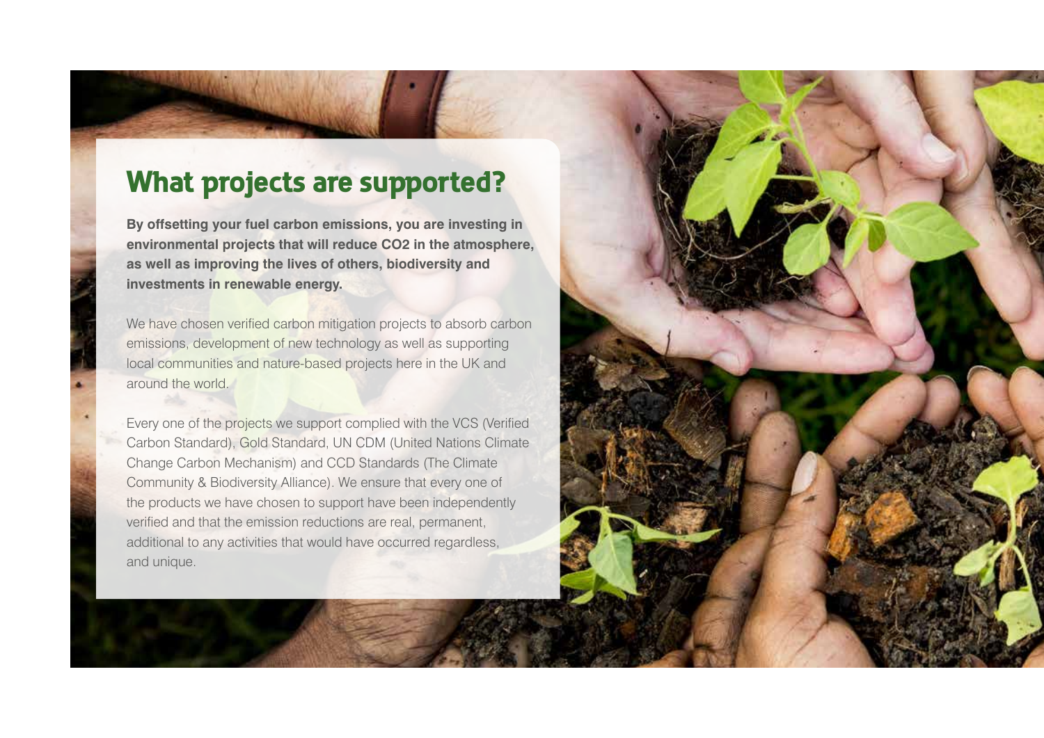## What projects are supported?

**By offsetting your fuel carbon emissions, you are investing in environmental projects that will reduce $CO_2$ in the atmosphere, as well as improving the lives of others, biodiversity and investments in renewable energy.**

We have chosen verified carbon mitigation projects to absorb carbon emissions, development of new technology as well as supporting local communities and nature-based projects here in the UK and around the world.

Every one of the projects we support complied with the VCS (Verified Carbon Standard), Gold Standard, UN CDM (United Nations Climate Change Carbon Mechanism) and CCD Standards (The Climate Community & Biodiversity Alliance). We ensure that every one of the products we have chosen to support have been independently verified and that the emission reductions are real, permanent, additional to any activities that would have occurred regardless, and unique.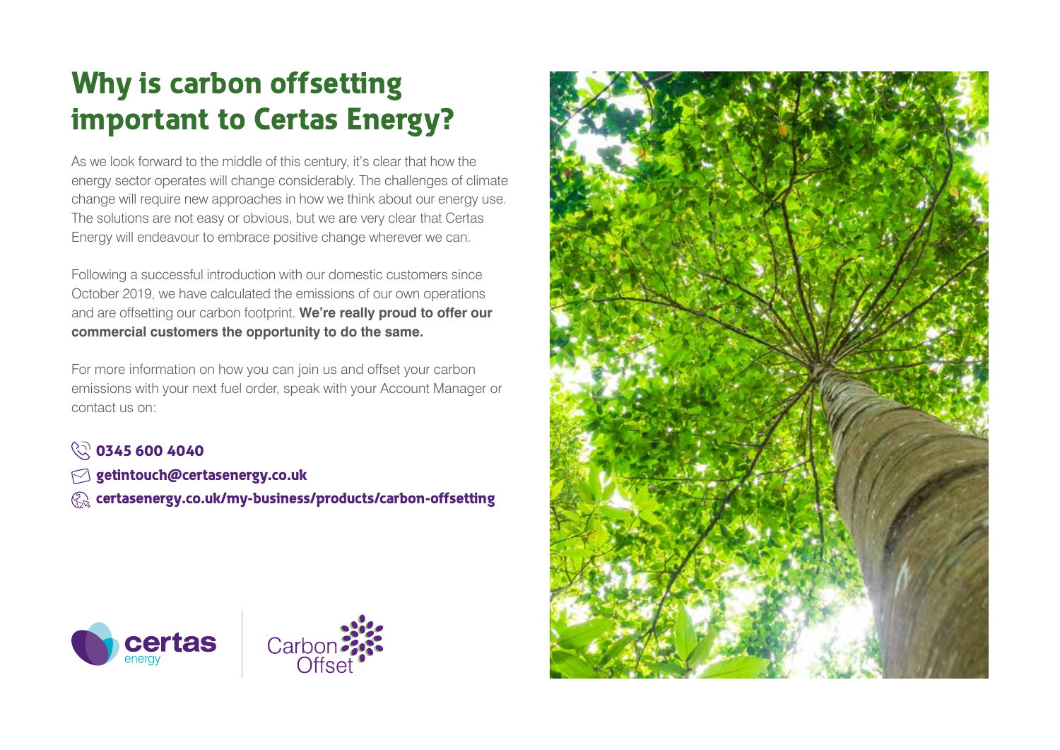# Why is carbon offsetting important to Certas Energy?

As we look forward to the middle of this century, it's clear that how the energy sector operates will change considerably. The challenges of climate change will require new approaches in how we think about our energy use. The solutions are not easy or obvious, but we are very clear that Certas Energy will endeavour to embrace positive change wherever we can.

Following a successful introduction with our domestic customers since October 2019, we have calculated the emissions of our own operations and are offsetting our carbon footprint. **We're really proud to offer our commercial customers the opportunity to do the same.**

For more information on how you can join us and offset your carbon emissions with your next fuel order, speak with your Account Manager or contact us on:

**0345 600 4040**

**getintouch@certasenergy.co.uk**

**certasenergy.co.uk/my-business/products/carbon-offsetting**

certas energy

Carbon Offset